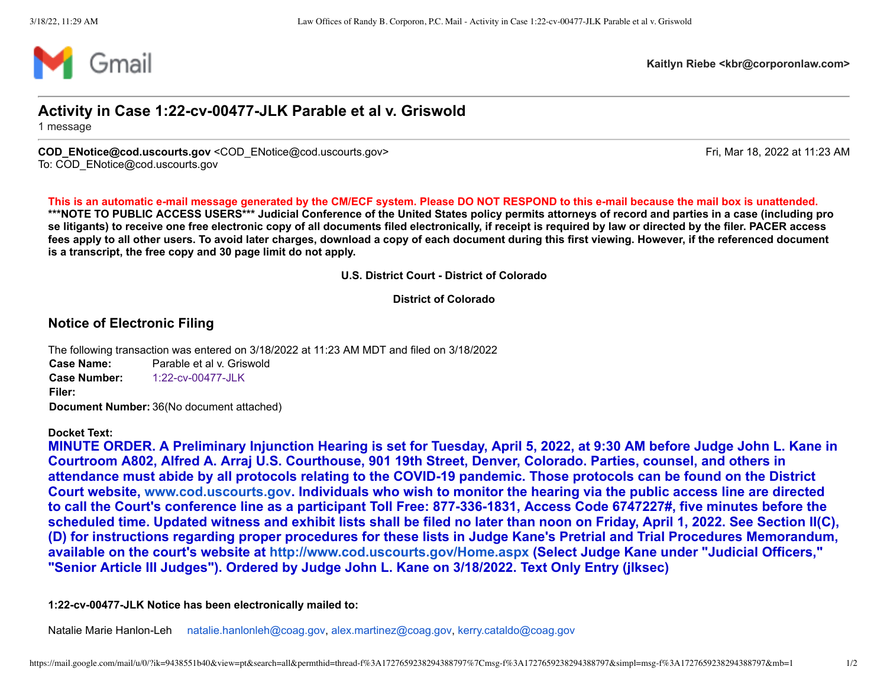Kaitlyn Riebe <kbr@corporonlaw.com>

# Activity in Case 1:22-cv-00477-JLK Parable et al v. Griswold

1 message

**COD_ENotice@cod.uscourts.gov** <COD_ENotice@cod.uscourts.gov>
To: COD_ENotice@cod.uscourts.gov

Fri, Mar 18, 2022 at 11:23 AM

**This is an automatic e-mail message generated by the CM/ECF system. Please DO NOT RESPOND to this e-mail because the mail box is unattended.**
**\*\*\*NOTE TO PUBLIC ACCESS USERS\*\*\* Judicial Conference of the United States policy permits attorneys of record and parties in a case (including pro se litigants) to receive one free electronic copy of all documents filed electronically, if receipt is required by law or directed by the filer. PACER access fees apply to all other users. To avoid later charges, download a copy of each document during this first viewing. However, if the referenced document is a transcript, the free copy and 30 page limit do not apply.**

**U.S. District Court - District of Colorado**

**District of Colorado**

## Notice of Electronic Filing

The following transaction was entered on 3/18/2022 at 11:23 AM MDT and filed on 3/18/2022

**Case Name:** Parable et al v. Griswold
**Case Number:** 1:22-cv-00477-JLK
**Filer:**
**Document Number:** 36(No document attached)

**Docket Text:**
**MINUTE ORDER. A Preliminary Injunction Hearing is set for Tuesday, April 5, 2022, at 9:30 AM before Judge John L. Kane in Courtroom A802, Alfred A. Arraj U.S. Courthouse, 901 19th Street, Denver, Colorado. Parties, counsel, and others in attendance must abide by all protocols relating to the COVID-19 pandemic. Those protocols can be found on the District Court website, www.cod.uscourts.gov. Individuals who wish to monitor the hearing via the public access line are directed to call the Court's conference line as a participant Toll Free: 877-336-1831, Access Code 6747227#, five minutes before the scheduled time. Updated witness and exhibit lists shall be filed no later than noon on Friday, April 1, 2022. See Section II(C), (D) for instructions regarding proper procedures for these lists in Judge Kane's Pretrial and Trial Procedures Memorandum, available on the court's website at http://www.cod.uscourts.gov/Home.aspx (Select Judge Kane under "Judicial Officers," "Senior Article III Judges"). Ordered by Judge John L. Kane on 3/18/2022. Text Only Entry (jlksec)**

**1:22-cv-00477-JLK Notice has been electronically mailed to:**

Natalie Marie Hanlon-Leh natalie.hanlonleh@coag.gov, alex.martinez@coag.gov, kerry.cataldo@coag.gov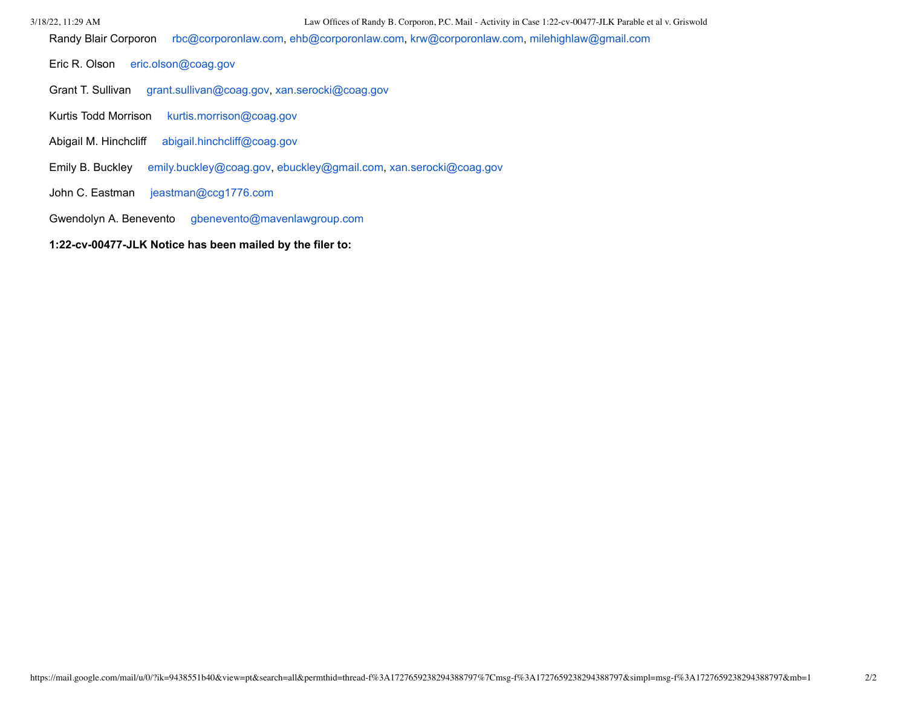Randy Blair Corporon rbc@corporonlaw.com, ehb@corporonlaw.com, krw@corporonlaw.com, milehighlaw@gmail.com

Eric R. Olson eric.olson@coag.gov

Grant T. Sullivan grant.sullivan@coag.gov, xan.serocki@coag.gov

Kurtis Todd Morrison kurtis.morrison@coag.gov

Abigail M. Hinchcliff abigail.hinchcliff@coag.gov

Emily B. Buckley emily.buckley@coag.gov, ebuckley@gmail.com, xan.serocki@coag.gov

John C. Eastman jeastman@ccg1776.com

Gwendolyn A. Benevento gbenevento@mavenlawgroup.com

**1:22-cv-00477-JLK Notice has been mailed by the filer to:**